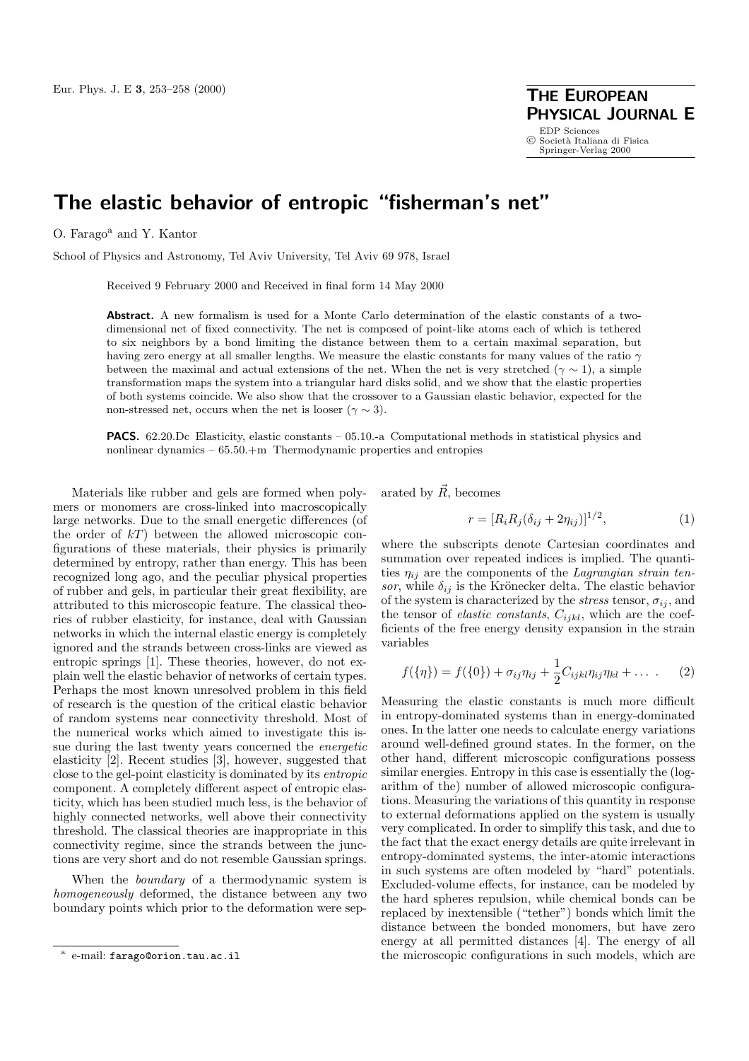# The elastic behavior of entropic "fisherman's net"

O. Farago[a] and Y. Kantor

School of Physics and Astronomy, Tel Aviv University, Tel Aviv 69 978, Israel

Received 9 February 2000 and Received in final form 14 May 2000

**Abstract.** A new formalism is used for a Monte Carlo determination of the elastic constants of a two-dimensional net of fixed connectivity. The net is composed of point-like atoms each of which is tethered to six neighbors by a bond limiting the distance between them to a certain maximal separation, but having zero energy at all smaller lengths. We measure the elastic constants for many values of the ratio $\gamma$ between the maximal and actual extensions of the net. When the net is very stretched ($\gamma \sim 1$), a simple transformation maps the system into a triangular hard disks solid, and we show that the elastic properties of both systems coincide. We also show that the crossover to a Gaussian elastic behavior, expected for the non-stressed net, occurs when the net is looser ($\gamma \sim 3$).

**PACS.** 62.20.Dc Elasticity, elastic constants – 05.10.-a Computational methods in statistical physics and nonlinear dynamics – 65.50.+m Thermodynamic properties and entropies

Materials like rubber and gels are formed when polymers or monomers are cross-linked into macroscopically large networks. Due to the small energetic differences (of the order of $kT$) between the allowed microscopic configurations of these materials, their physics is primarily determined by entropy, rather than energy. This has been recognized long ago, and the peculiar physical properties of rubber and gels, in particular their great flexibility, are attributed to this microscopic feature. The classical theories of rubber elasticity, for instance, deal with Gaussian networks in which the internal elastic energy is completely ignored and the strands between cross-links are viewed as entropic springs [1]. These theories, however, do not explain well the elastic behavior of networks of certain types. Perhaps the most known unresolved problem in this field of research is the question of the critical elastic behavior of random systems near connectivity threshold. Most of the numerical works which aimed to investigate this issue during the last twenty years concerned the *energetic* elasticity [2]. Recent studies [3], however, suggested that close to the gel-point elasticity is dominated by its *entropic* component. A completely different aspect of entropic elasticity, which has been studied much less, is the behavior of highly connected networks, well above their connectivity threshold. The classical theories are inappropriate in this connectivity regime, since the strands between the junctions are very short and do not resemble Gaussian springs.

When the *boundary* of a thermodynamic system is *homogeneously* deformed, the distance between any two boundary points which prior to the deformation were separated by $\vec{R}$, becomes

$$r = [R_i R_j (\delta_{ij} + 2\eta_{ij})]^{1/2}, \tag{1}$$

where the subscripts denote Cartesian coordinates and summation over repeated indices is implied. The quantities $\eta_{ij}$ are the components of the *Lagrangian strain tensor*, while $\delta_{ij}$ is the Krönecker delta. The elastic behavior of the system is characterized by the *stress* tensor, $\sigma_{ij}$, and the tensor of *elastic constants*, $C_{ijkl}$, which are the coefficients of the free energy density expansion in the strain variables

$$f(\{\eta\}) = f(\{0\}) + \sigma_{ij}\eta_{ij} + \frac{1}{2}C_{ijkl}\eta_{ij}\eta_{kl} + \dots \; . \tag{2}$$

Measuring the elastic constants is much more difficult in entropy-dominated systems than in energy-dominated ones. In the latter one needs to calculate energy variations around well-defined ground states. In the former, on the other hand, different microscopic configurations possess similar energies. Entropy in this case is essentially the (logarithm of the) number of allowed microscopic configurations. Measuring the variations of this quantity in response to external deformations applied on the system is usually very complicated. In order to simplify this task, and due to the fact that the exact energy details are quite irrelevant in entropy-dominated systems, the inter-atomic interactions in such systems are often modeled by "hard" potentials. Excluded-volume effects, for instance, can be modeled by the hard spheres repulsion, while chemical bonds can be replaced by inextensible ("tether") bonds which limit the distance between the bonded monomers, but have zero energy at all permitted distances [4]. The energy of all the microscopic configurations in such models, which are

[a] e-mail: farago@orion.tau.ac.il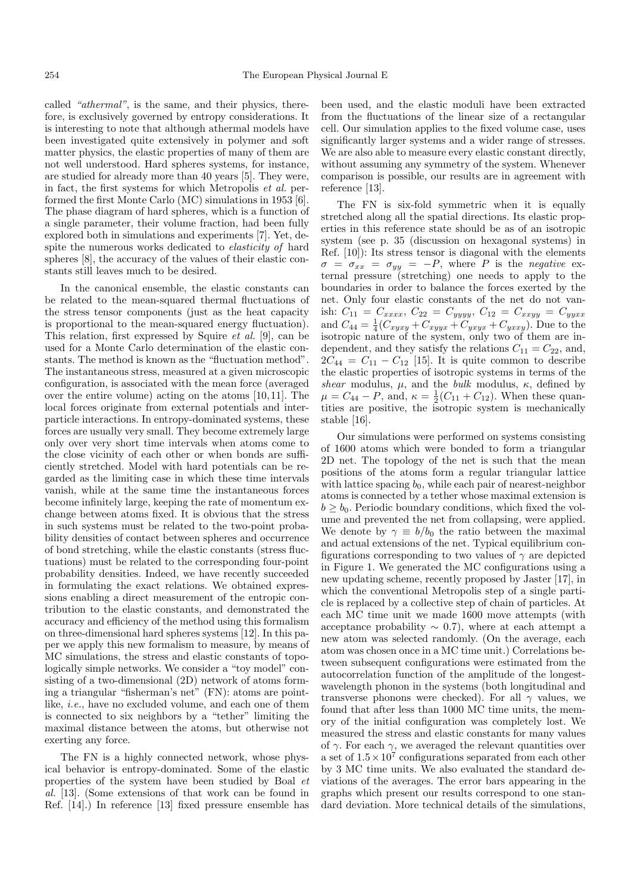called *"athermal"*, is the same, and their physics, therefore, is exclusively governed by entropy considerations. It is interesting to note that although athermal models have been investigated quite extensively in polymer and soft matter physics, the elastic properties of many of them are not well understood. Hard spheres systems, for instance, are studied for already more than 40 years [5]. They were, in fact, the first systems for which Metropolis *et al.* performed the first Monte Carlo (MC) simulations in 1953 [6]. The phase diagram of hard spheres, which is a function of a single parameter, their volume fraction, had been fully explored both in simulations and experiments [7]. Yet, despite the numerous works dedicated to *elasticity of* hard spheres [8], the accuracy of the values of their elastic constants still leaves much to be desired.

In the canonical ensemble, the elastic constants can be related to the mean-squared thermal fluctuations of the stress tensor components (just as the heat capacity is proportional to the mean-squared energy fluctuation). This relation, first expressed by Squire *et al.* [9], can be used for a Monte Carlo determination of the elastic constants. The method is known as the "fluctuation method". The instantaneous stress, measured at a given microscopic configuration, is associated with the mean force (averaged over the entire volume) acting on the atoms [10,11]. The local forces originate from external potentials and interparticle interactions. In entropy-dominated systems, these forces are usually very small. They become extremely large only over very short time intervals when atoms come to the close vicinity of each other or when bonds are sufficiently stretched. Model with hard potentials can be regarded as the limiting case in which these time intervals vanish, while at the same time the instantaneous forces become infinitely large, keeping the rate of momentum exchange between atoms fixed. It is obvious that the stress in such systems must be related to the two-point probability densities of contact between spheres and occurrence of bond stretching, while the elastic constants (stress fluctuations) must be related to the corresponding four-point probability densities. Indeed, we have recently succeeded in formulating the exact relations. We obtained expressions enabling a direct measurement of the entropic contribution to the elastic constants, and demonstrated the accuracy and efficiency of the method using this formalism on three-dimensional hard spheres systems [12]. In this paper we apply this new formalism to measure, by means of MC simulations, the stress and elastic constants of topologically simple networks. We consider a "toy model" consisting of a two-dimensional (2D) network of atoms forming a triangular "fisherman's net" (FN): atoms are point-like, *i.e.*, have no excluded volume, and each one of them is connected to six neighbors by a "tether" limiting the maximal distance between the atoms, but otherwise not exerting any force.

The FN is a highly connected network, whose physical behavior is entropy-dominated. Some of the elastic properties of the system have been studied by Boal *et al.* [13]. (Some extensions of that work can be found in Ref. [14].) In reference [13] fixed pressure ensemble has been used, and the elastic moduli have been extracted from the fluctuations of the linear size of a rectangular cell. Our simulation applies to the fixed volume case, uses significantly larger systems and a wider range of stresses. We are also able to measure every elastic constant directly, without assuming any symmetry of the system. Whenever comparison is possible, our results are in agreement with reference [13].

The FN is six-fold symmetric when it is equally stretched along all the spatial directions. Its elastic properties in this reference state should be as of an isotropic system (see p. 35 (discussion on hexagonal systems) in Ref. [10]): Its stress tensor is diagonal with the elements $\sigma = \sigma_{xx} = \sigma_{yy} = -P$, where $P$ is the *negative* external pressure (stretching) one needs to apply to the boundaries in order to balance the forces exerted by the net. Only four elastic constants of the net do not vanish: $C_{11} = C_{xxxx}$, $C_{22} = C_{yyyy}$, $C_{12} = C_{xxyy} = C_{yyxx}$ and $C_{44} = \frac{1}{4}(C_{xyxy} + C_{xyyx} + C_{yxyx} + C_{yxxy})$. Due to the isotropic nature of the system, only two of them are independent, and they satisfy the relations $C_{11} = C_{22}$, and, $2C_{44} = C_{11} - C_{12}$ [15]. It is quite common to describe the elastic properties of isotropic systems in terms of the *shear* modulus, $\mu$, and the *bulk* modulus, $\kappa$, defined by $\mu = C_{44} - P$, and, $\kappa = \frac{1}{2}(C_{11} + C_{12})$. When these quantities are positive, the isotropic system is mechanically stable [16].

Our simulations were performed on systems consisting of 1600 atoms which were bonded to form a triangular 2D net. The topology of the net is such that the mean positions of the atoms form a regular triangular lattice with lattice spacing $b_0$, while each pair of nearest-neighbor atoms is connected by a tether whose maximal extension is $b \geq b_0$. Periodic boundary conditions, which fixed the volume and prevented the net from collapsing, were applied. We denote by $\gamma \equiv b/b_0$ the ratio between the maximal and actual extensions of the net. Typical equilibrium configurations corresponding to two values of $\gamma$ are depicted in Figure 1. We generated the MC configurations using a new updating scheme, recently proposed by Jaster [17], in which the conventional Metropolis step of a single particle is replaced by a collective step of chain of particles. At each MC time unit we made 1600 move attempts (with acceptance probability $\sim 0.7$), where at each attempt a new atom was selected randomly. (On the average, each atom was chosen once in a MC time unit.) Correlations between subsequent configurations were estimated from the autocorrelation function of the amplitude of the longest-wavelength phonon in the systems (both longitudinal and transverse phonons were checked). For all $\gamma$ values, we found that after less than 1000 MC time units, the memory of the initial configuration was completely lost. We measured the stress and elastic constants for many values of $\gamma$. For each $\gamma$, we averaged the relevant quantities over a set of $1.5 \times 10^7$ configurations separated from each other by 3 MC time units. We also evaluated the standard deviations of the averages. The error bars appearing in the graphs which present our results correspond to one standard deviation. More technical details of the simulations,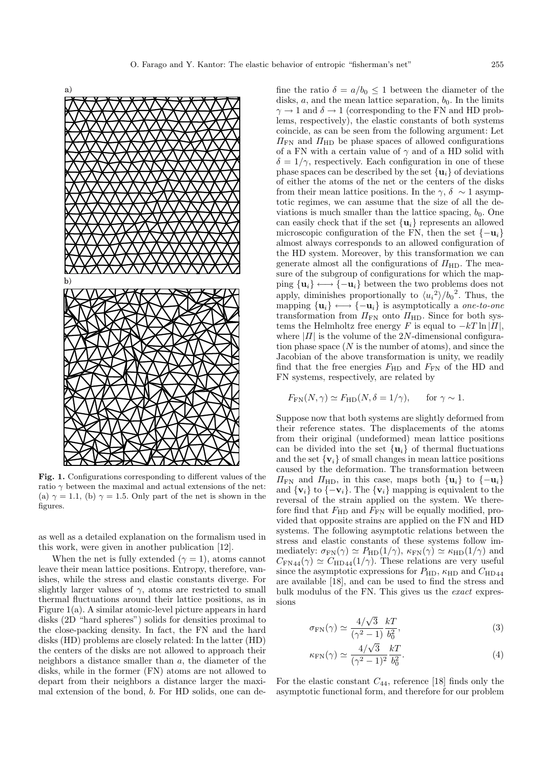Fig. 1. Configurations corresponding to different values of the ratio $\gamma$ between the maximal and actual extensions of the net: (a) $\gamma = 1.1$, (b) $\gamma = 1.5$. Only part of the net is shown in the figures.

as well as a detailed explanation on the formalism used in this work, were given in another publication [12].

When the net is fully extended ($\gamma = 1$), atoms cannot leave their mean lattice positions. Entropy, therefore, vanishes, while the stress and elastic constants diverge. For slightly larger values of $\gamma$, atoms are restricted to small thermal fluctuations around their lattice positions, as in Figure 1(a). A similar atomic-level picture appears in hard disks (2D "hard spheres") solids for densities proximal to the close-packing density. In fact, the FN and the hard disks (HD) problems are closely related: In the latter (HD) the centers of the disks are not allowed to approach their neighbors a distance smaller than $a$, the diameter of the disks, while in the former (FN) atoms are not allowed to depart from their neighbors a distance larger the maximal extension of the bond, $b$. For HD solids, one can define the ratio $\delta = a/b_0 \leq 1$ between the diameter of the disks, $a$, and the mean lattice separation, $b_0$. In the limits $\gamma \to 1$ and $\delta \to 1$ (corresponding to the FN and HD problems, respectively), the elastic constants of both systems coincide, as can be seen from the following argument: Let $\Pi_{\rm FN}$ and $\Pi_{\rm HD}$ be phase spaces of allowed configurations of a FN with a certain value of $\gamma$ and of a HD solid with $\delta = 1/\gamma$, respectively. Each configuration in one of these phase spaces can be described by the set $\{\mathbf{u}_i\}$ of deviations of either the atoms of the net or the centers of the disks from their mean lattice positions. In the $\gamma$, $\delta \sim 1$ asymptotic regimes, we can assume that the size of all the deviations is much smaller than the lattice spacing, $b_0$. One can easily check that if the set $\{\mathbf{u}_i\}$ represents an allowed microscopic configuration of the FN, then the set $\{-\mathbf{u}_i\}$ almost always corresponds to an allowed configuration of the HD system. Moreover, by this transformation we can generate almost all the configurations of $\Pi_{\rm HD}$. The measure of the subgroup of configurations for which the mapping $\{\mathbf{u}_i\} \longleftrightarrow \{-\mathbf{u}_i\}$ between the two problems does not apply, diminishes proportionally to $\langle {u_i}^2 \rangle / {b_0}^2$. Thus, the mapping $\{\mathbf{u}_i\} \longleftrightarrow \{-\mathbf{u}_i\}$ is asymptotically a *one-to-one* transformation from $\Pi_{\rm FN}$ onto $\Pi_{\rm HD}$. Since for both systems the Helmholtz free energy $F$ is equal to $-kT \ln |\Pi|$, where $|\Pi|$ is the volume of the $2N$-dimensional configuration phase space ($N$ is the number of atoms), and since the Jacobian of the above transformation is unity, we readily find that the free energies $F_{\rm HD}$ and $F_{\rm FN}$ of the HD and FN systems, respectively, are related by

$$F_{\rm FN}(N, \gamma) \simeq F_{\rm HD}(N, \delta = 1/\gamma), \qquad \text{for } \gamma \sim 1.$$

Suppose now that both systems are slightly deformed from their reference states. The displacements of the atoms from their original (undeformed) mean lattice positions can be divided into the set $\{\mathbf{u}_i\}$ of thermal fluctuations and the set $\{\mathbf{v}_i\}$ of small changes in mean lattice positions caused by the deformation. The transformation between $\Pi_{\rm FN}$ and $\Pi_{\rm HD}$, in this case, maps both $\{\mathbf{u}_i\}$ to $\{-\mathbf{u}_i\}$ and $\{\mathbf{v}_i\}$ to $\{-\mathbf{v}_i\}$. The $\{\mathbf{v}_i\}$ mapping is equivalent to the reversal of the strain applied on the system. We therefore find that $F_{\rm HD}$ and $F_{\rm FN}$ will be equally modified, provided that opposite strains are applied on the FN and HD systems. The following asymptotic relations between the stress and elastic constants of these systems follow immediately: $\sigma_{\rm FN}(\gamma) \simeq P_{\rm HD}(1/\gamma)$, $\kappa_{\rm FN}(\gamma) \simeq \kappa_{\rm HD}(1/\gamma)$ and $C_{\rm FN44}(\gamma) \simeq C_{\rm HD44}(1/\gamma)$. These relations are very useful since the asymptotic expressions for $P_{\rm HD}$, $\kappa_{\rm HD}$ and $C_{\rm HD44}$ are available [18], and can be used to find the stress and bulk modulus of the FN. This gives us the *exact* expressions

$$\sigma_{\rm FN}(\gamma) \simeq \frac{4/\sqrt{3}}{(\gamma^2 - 1)} \frac{kT}{b_0^2}, \tag{3}$$

$$\kappa_{\rm FN}(\gamma) \simeq \frac{4/\sqrt{3}}{(\gamma^2 - 1)^2} \frac{kT}{b_0^2}. \tag{4}$$

For the elastic constant $C_{44}$, reference [18] finds only the asymptotic functional form, and therefore for our problem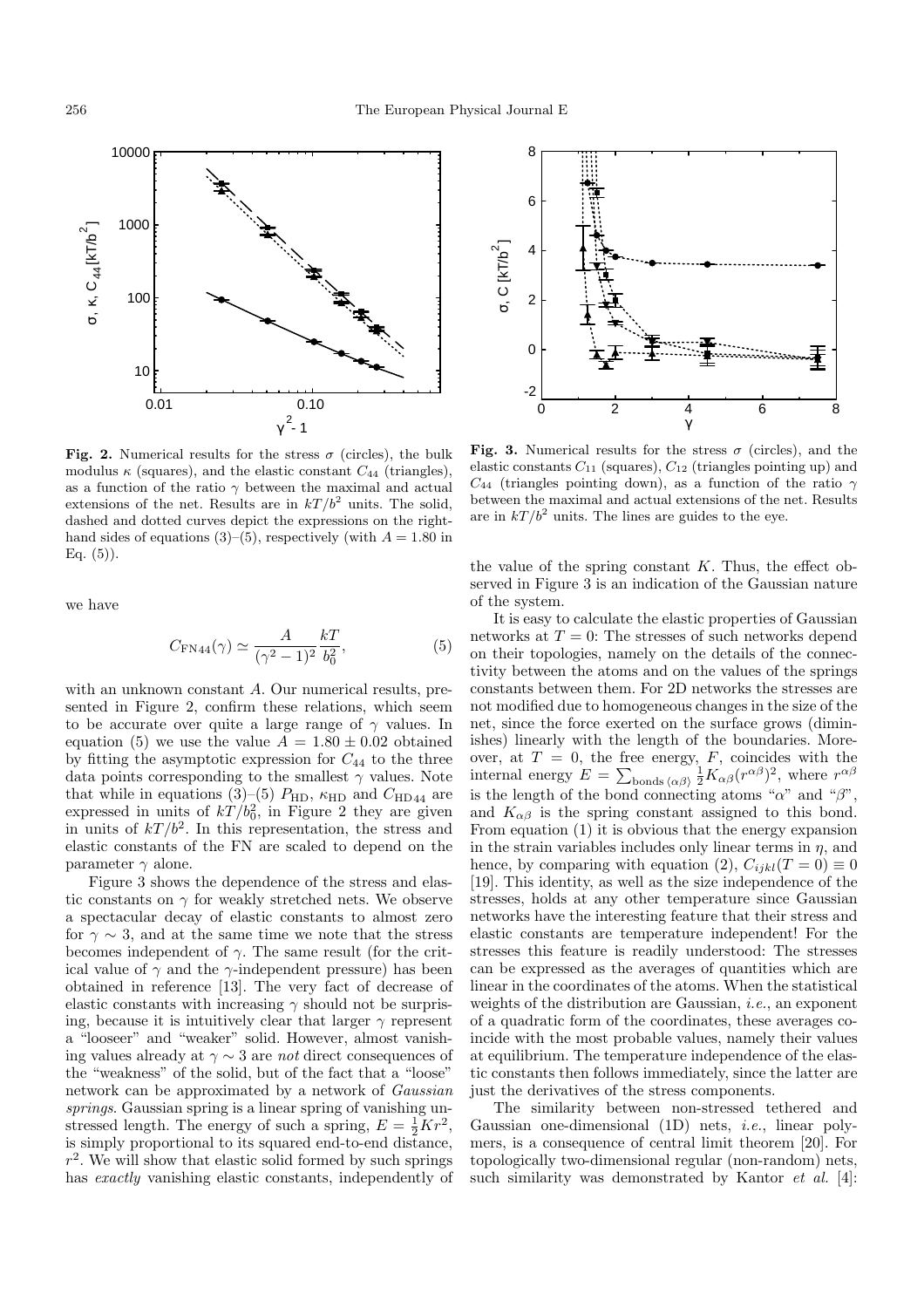**Fig. 2.** Numerical results for the stress $\sigma$ (circles), the bulk modulus $\kappa$ (squares), and the elastic constant $C_{44}$ (triangles), as a function of the ratio $\gamma$ between the maximal and actual extensions of the net. Results are in $kT/b^2$ units. The solid, dashed and dotted curves depict the expressions on the right-hand sides of equations (3)–(5), respectively (with $A = 1.80$ in Eq. (5)).

**Fig. 3.** Numerical results for the stress $\sigma$ (circles), and the elastic constants $C_{11}$ (squares), $C_{12}$ (triangles pointing up) and $C_{44}$ (triangles pointing down), as a function of the ratio $\gamma$ between the maximal and actual extensions of the net. Results are in $kT/b^2$ units. The lines are guides to the eye.

we have

$$C_{\mathrm{FN}44}(\gamma) \simeq \frac{A}{(\gamma^2 - 1)^2} \frac{kT}{b_0^2}, \tag{5}$$

with an unknown constant $A$. Our numerical results, presented in Figure 2, confirm these relations, which seem to be accurate over quite a large range of $\gamma$ values. In equation (5) we use the value $A = 1.80 \pm 0.02$ obtained by fitting the asymptotic expression for $C_{44}$ to the three data points corresponding to the smallest $\gamma$ values. Note that while in equations (3)–(5) $P_{\mathrm{HD}}$, $\kappa_{\mathrm{HD}}$ and $C_{\mathrm{HD}44}$ are expressed in units of $kT/b_0^2$, in Figure 2 they are given in units of $kT/b^2$. In this representation, the stress and elastic constants of the FN are scaled to depend on the parameter $\gamma$ alone.

Figure 3 shows the dependence of the stress and elastic constants on $\gamma$ for weakly stretched nets. We observe a spectacular decay of elastic constants to almost zero for $\gamma \sim 3$, and at the same time we note that the stress becomes independent of $\gamma$. The same result (for the critical value of $\gamma$ and the $\gamma$-independent pressure) has been obtained in reference [13]. The very fact of decrease of elastic constants with increasing $\gamma$ should not be surprising, because it is intuitively clear that larger $\gamma$ represent a "looseer" and "weaker" solid. However, almost vanishing values already at $\gamma \sim 3$ are *not* direct consequences of the "weakness" of the solid, but of the fact that a "loose" network can be approximated by a network of *Gaussian springs*. Gaussian spring is a linear spring of vanishing unstressed length. The energy of such a spring, $E = \frac{1}{2}Kr^2$, is simply proportional to its squared end-to-end distance, $r^2$. We will show that elastic solid formed by such springs has *exactly* vanishing elastic constants, independently of the value of the spring constant $K$. Thus, the effect observed in Figure 3 is an indication of the Gaussian nature of the system.

It is easy to calculate the elastic properties of Gaussian networks at $T = 0$: The stresses of such networks depend on their topologies, namely on the details of the connectivity between the atoms and on the values of the springs constants between them. For 2D networks the stresses are not modified due to homogeneous changes in the size of the net, since the force exerted on the surface grows (diminishes) linearly with the length of the boundaries. Moreover, at $T = 0$, the free energy, $F$, coincides with the internal energy $E = \sum_{\text{bonds } \langle\alpha\beta\rangle} \frac{1}{2} K_{\alpha\beta} (r^{\alpha\beta})^2$, where $r^{\alpha\beta}$ is the length of the bond connecting atoms "$\alpha$" and "$\beta$", and $K_{\alpha\beta}$ is the spring constant assigned to this bond. From equation (1) it is obvious that the energy expansion in the strain variables includes only linear terms in $\eta$, and hence, by comparing with equation (2), $C_{ijkl}(T = 0) \equiv 0$ [19]. This identity, as well as the size independence of the stresses, holds at any other temperature since Gaussian networks have the interesting feature that their stress and elastic constants are temperature independent! For the stresses this feature is readily understood: The stresses can be expressed as the averages of quantities which are linear in the coordinates of the atoms. When the statistical weights of the distribution are Gaussian, *i.e.*, an exponent of a quadratic form of the coordinates, these averages coincide with the most probable values, namely their values at equilibrium. The temperature independence of the elastic constants then follows immediately, since the latter are just the derivatives of the stress components.

The similarity between non-stressed tethered and Gaussian one-dimensional (1D) nets, *i.e.*, linear polymers, is a consequence of central limit theorem [20]. For topologically two-dimensional regular (non-random) nets, such similarity was demonstrated by Kantor *et al.* [4]: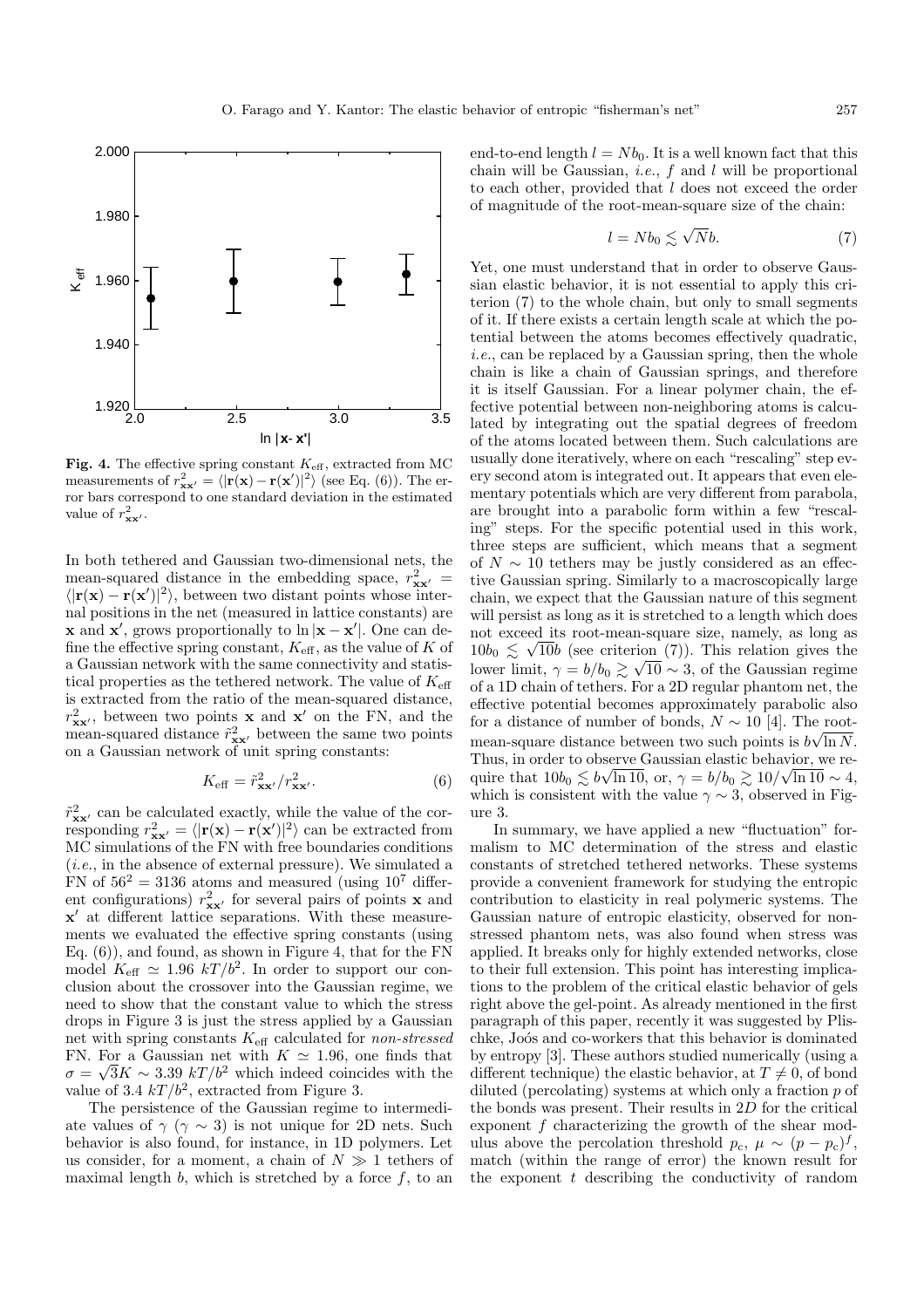**Fig. 4.** The effective spring constant $K_{\text{eff}}$, extracted from MC measurements of $r^2_{\mathbf{x}\mathbf{x}'} = \langle|\mathbf{r}(\mathbf{x}) - \mathbf{r}(\mathbf{x}')|^2\rangle$ (see Eq. (6)). The error bars correspond to one standard deviation in the estimated value of $r^2_{\mathbf{x}\mathbf{x}'}$.

In both tethered and Gaussian two-dimensional nets, the mean-squared distance in the embedding space, $r^2_{\mathbf{x}\mathbf{x}'} = \langle|\mathbf{r}(\mathbf{x}) - \mathbf{r}(\mathbf{x}')|^2\rangle$, between two distant points whose internal positions in the net (measured in lattice constants) are $\mathbf{x}$ and $\mathbf{x}'$, grows proportionally to $\ln|\mathbf{x} - \mathbf{x}'|$. One can define the effective spring constant, $K_{\text{eff}}$, as the value of $K$ of a Gaussian network with the same connectivity and statistical properties as the tethered network. The value of $K_{\text{eff}}$ is extracted from the ratio of the mean-squared distance, $r^2_{\mathbf{x}\mathbf{x}'}$, between two points $\mathbf{x}$ and $\mathbf{x}'$ on the FN, and the mean-squared distance $\tilde{r}^2_{\mathbf{x}\mathbf{x}'}$ between the same two points on a Gaussian network of unit spring constants:

$$K_{\text{eff}} = \tilde{r}^2_{\mathbf{x}\mathbf{x}'}/r^2_{\mathbf{x}\mathbf{x}'}. \tag{6}$$

$\tilde{r}^2_{\mathbf{x}\mathbf{x}'}$ can be calculated exactly, while the value of the corresponding $r^2_{\mathbf{x}\mathbf{x}'} = \langle|\mathbf{r}(\mathbf{x}) - \mathbf{r}(\mathbf{x}')|^2\rangle$ can be extracted from MC simulations of the FN with free boundaries conditions (*i.e.*, in the absence of external pressure). We simulated a FN of $56^2 = 3136$ atoms and measured (using $10^7$ different configurations) $r^2_{\mathbf{x}\mathbf{x}'}$ for several pairs of points $\mathbf{x}$ and $\mathbf{x}'$ at different lattice separations. With these measurements we evaluated the effective spring constants (using Eq. (6)), and found, as shown in Figure 4, that for the FN model $K_{\text{eff}} \simeq 1.96\ kT/b^2$. In order to support our conclusion about the crossover into the Gaussian regime, we need to show that the constant value to which the stress drops in Figure 3 is just the stress applied by a Gaussian net with spring constants $K_{\text{eff}}$ calculated for *non-stressed* FN. For a Gaussian net with $K \simeq 1.96$, one finds that $\sigma = \sqrt{3}K \sim 3.39\ kT/b^2$ which indeed coincides with the value of $3.4\ kT/b^2$, extracted from Figure 3.

The persistence of the Gaussian regime to intermediate values of $\gamma$ ($\gamma \sim 3$) is not unique for 2D nets. Such behavior is also found, for instance, in 1D polymers. Let us consider, for a moment, a chain of $N \gg 1$ tethers of maximal length $b$, which is stretched by a force $f$, to an end-to-end length $l = Nb_0$. It is a well known fact that this chain will be Gaussian, *i.e.*, $f$ and $l$ will be proportional to each other, provided that $l$ does not exceed the order of magnitude of the root-mean-square size of the chain:

$$l = Nb_0 \lesssim \sqrt{N}b. \tag{7}$$

Yet, one must understand that in order to observe Gaussian elastic behavior, it is not essential to apply this criterion (7) to the whole chain, but only to small segments of it. If there exists a certain length scale at which the potential between the atoms becomes effectively quadratic, *i.e.*, can be replaced by a Gaussian spring, then the whole chain is like a chain of Gaussian springs, and therefore it is itself Gaussian. For a linear polymer chain, the effective potential between non-neighboring atoms is calculated by integrating out the spatial degrees of freedom of the atoms located between them. Such calculations are usually done iteratively, where on each "rescaling" step every second atom is integrated out. It appears that even elementary potentials which are very different from parabola, are brought into a parabolic form within a few "rescaling" steps. For the specific potential used in this work, three steps are sufficient, which means that a segment of $N \sim 10$ tethers may be justly considered as an effective Gaussian spring. Similarly to a macroscopically large chain, we expect that the Gaussian nature of this segment will persist as long as it is stretched to a length which does not exceed its root-mean-square size, namely, as long as $10b_0 \lesssim \sqrt{10}b$ (see criterion (7)). This relation gives the lower limit, $\gamma = b/b_0 \gtrsim \sqrt{10} \sim 3$, of the Gaussian regime of a 1D chain of tethers. For a 2D regular phantom net, the effective potential becomes approximately parabolic also for a distance of number of bonds, $N \sim 10$ [4]. The root-mean-square distance between two such points is $b\sqrt{\ln N}$. Thus, in order to observe Gaussian elastic behavior, we require that $10b_0 \lesssim b\sqrt{\ln 10}$, or, $\gamma = b/b_0 \gtrsim 10/\sqrt{\ln 10} \sim 4$, which is consistent with the value $\gamma \sim 3$, observed in Figure 3.

In summary, we have applied a new "fluctuation" formalism to MC determination of the stress and elastic constants of stretched tethered networks. These systems provide a convenient framework for studying the entropic contribution to elasticity in real polymeric systems. The Gaussian nature of entropic elasticity, observed for non-stressed phantom nets, was also found when stress was applied. It breaks only for highly extended networks, close to their full extension. This point has interesting implications to the problem of the critical elastic behavior of gels right above the gel-point. As already mentioned in the first paragraph of this paper, recently it was suggested by Plischke, Joós and co-workers that this behavior is dominated by entropy [3]. These authors studied numerically (using a different technique) the elastic behavior, at $T \neq 0$, of bond diluted (percolating) systems at which only a fraction $p$ of the bonds was present. Their results in 2D for the critical exponent $f$ characterizing the growth of the shear modulus above the percolation threshold $p_c$, $\mu \sim (p - p_c)^f$, match (within the range of error) the known result for the exponent $t$ describing the conductivity of random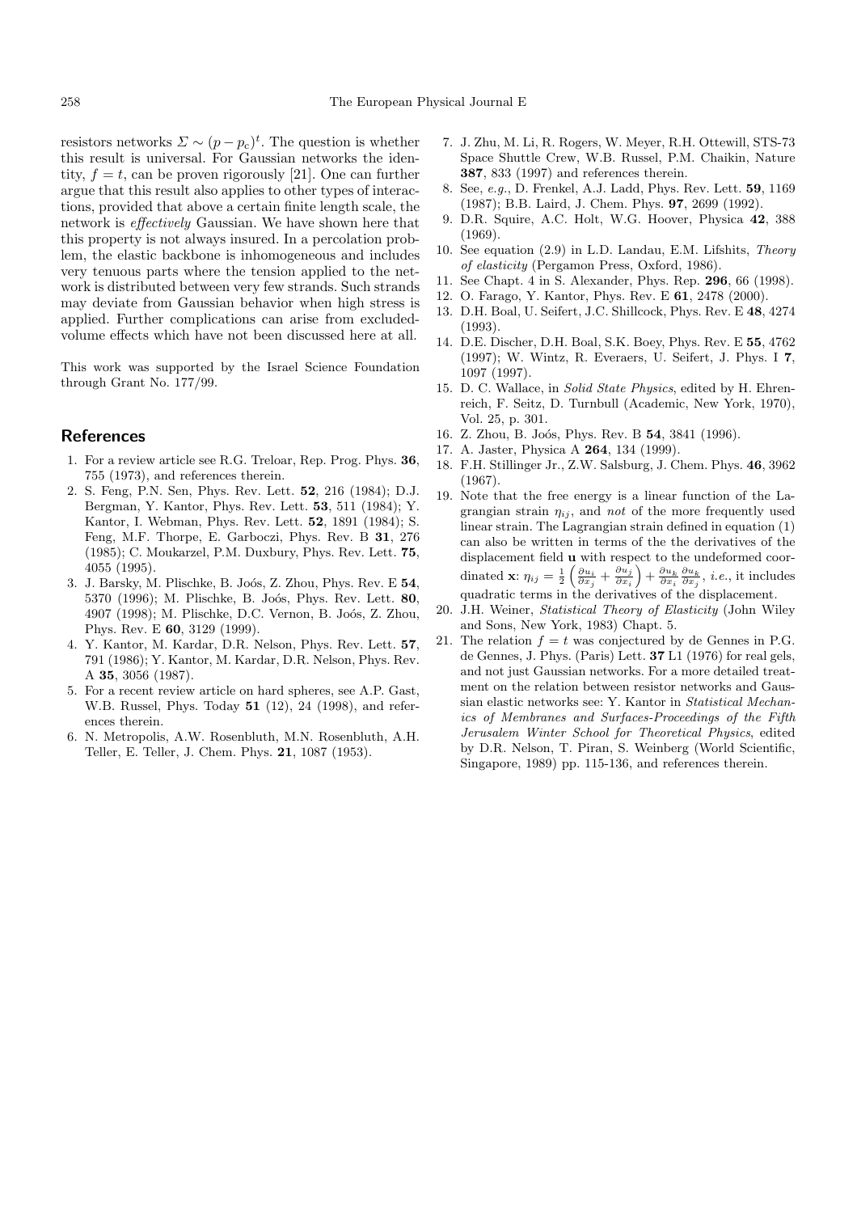resistors networks $\Sigma \sim (p - p_c)^t$. The question is whether this result is universal. For Gaussian networks the identity, $f = t$, can be proven rigorously [21]. One can further argue that this result also applies to other types of interactions, provided that above a certain finite length scale, the network is *effectively* Gaussian. We have shown here that this property is not always insured. In a percolation problem, the elastic backbone is inhomogeneous and includes very tenuous parts where the tension applied to the network is distributed between very few strands. Such strands may deviate from Gaussian behavior when high stress is applied. Further complications can arise from excluded-volume effects which have not been discussed here at all.

This work was supported by the Israel Science Foundation through Grant No. 177/99.

## References

1. For a review article see R.G. Treloar, Rep. Prog. Phys. **36**, 755 (1973), and references therein.
2. S. Feng, P.N. Sen, Phys. Rev. Lett. **52**, 216 (1984); D.J. Bergman, Y. Kantor, Phys. Rev. Lett. **53**, 511 (1984); Y. Kantor, I. Webman, Phys. Rev. Lett. **52**, 1891 (1984); S. Feng, M.F. Thorpe, E. Garboczi, Phys. Rev. B **31**, 276 (1985); C. Moukarzel, P.M. Duxbury, Phys. Rev. Lett. **75**, 4055 (1995).
3. J. Barsky, M. Plischke, B. Joós, Z. Zhou, Phys. Rev. E **54**, 5370 (1996); M. Plischke, B. Joós, Phys. Rev. Lett. **80**, 4907 (1998); M. Plischke, D.C. Vernon, B. Joós, Z. Zhou, Phys. Rev. E **60**, 3129 (1999).
4. Y. Kantor, M. Kardar, D.R. Nelson, Phys. Rev. Lett. **57**, 791 (1986); Y. Kantor, M. Kardar, D.R. Nelson, Phys. Rev. A **35**, 3056 (1987).
5. For a recent review article on hard spheres, see A.P. Gast, W.B. Russel, Phys. Today **51** (12), 24 (1998), and references therein.
6. N. Metropolis, A.W. Rosenbluth, M.N. Rosenbluth, A.H. Teller, E. Teller, J. Chem. Phys. **21**, 1087 (1953).
7. J. Zhu, M. Li, R. Rogers, W. Meyer, R.H. Ottewill, STS-73 Space Shuttle Crew, W.B. Russel, P.M. Chaikin, Nature **387**, 833 (1997) and references therein.
8. See, *e.g.*, D. Frenkel, A.J. Ladd, Phys. Rev. Lett. **59**, 1169 (1987); B.B. Laird, J. Chem. Phys. **97**, 2699 (1992).
9. D.R. Squire, A.C. Holt, W.G. Hoover, Physica **42**, 388 (1969).
10. See equation (2.9) in L.D. Landau, E.M. Lifshits, *Theory of elasticity* (Pergamon Press, Oxford, 1986).
11. See Chapt. 4 in S. Alexander, Phys. Rep. **296**, 66 (1998).
12. O. Farago, Y. Kantor, Phys. Rev. E **61**, 2478 (2000).
13. D.H. Boal, U. Seifert, J.C. Shillcock, Phys. Rev. E **48**, 4274 (1993).
14. D.E. Discher, D.H. Boal, S.K. Boey, Phys. Rev. E **55**, 4762 (1997); W. Wintz, R. Everaers, U. Seifert, J. Phys. I **7**, 1097 (1997).
15. D. C. Wallace, in *Solid State Physics*, edited by H. Ehrenreich, F. Seitz, D. Turnbull (Academic, New York, 1970), Vol. 25, p. 301.
16. Z. Zhou, B. Joós, Phys. Rev. B **54**, 3841 (1996).
17. A. Jaster, Physica A **264**, 134 (1999).
18. F.H. Stillinger Jr., Z.W. Salsburg, J. Chem. Phys. **46**, 3962 (1967).
19. Note that the free energy is a linear function of the Lagrangian strain $\eta_{ij}$, and *not* of the more frequently used linear strain. The Lagrangian strain defined in equation (1) can also be written in terms of the the derivatives of the displacement field $\mathbf{u}$ with respect to the undeformed coordinated $\mathbf{x}$: $\eta_{ij} = \frac{1}{2}\left(\frac{\partial u_i}{\partial x_j} + \frac{\partial u_j}{\partial x_i}\right) + \frac{\partial u_k}{\partial x_i}\frac{\partial u_k}{\partial x_j}$, *i.e.*, it includes quadratic terms in the derivatives of the displacement.
20. J.H. Weiner, *Statistical Theory of Elasticity* (John Wiley and Sons, New York, 1983) Chapt. 5.
21. The relation $f = t$ was conjectured by de Gennes in P.G. de Gennes, J. Phys. (Paris) Lett. **37** L1 (1976) for real gels, and not just Gaussian networks. For a more detailed treatment on the relation between resistor networks and Gaussian elastic networks see: Y. Kantor in *Statistical Mechanics of Membranes and Surfaces-Proceedings of the Fifth Jerusalem Winter School for Theoretical Physics*, edited by D.R. Nelson, T. Piran, S. Weinberg (World Scientific, Singapore, 1989) pp. 115-136, and references therein.